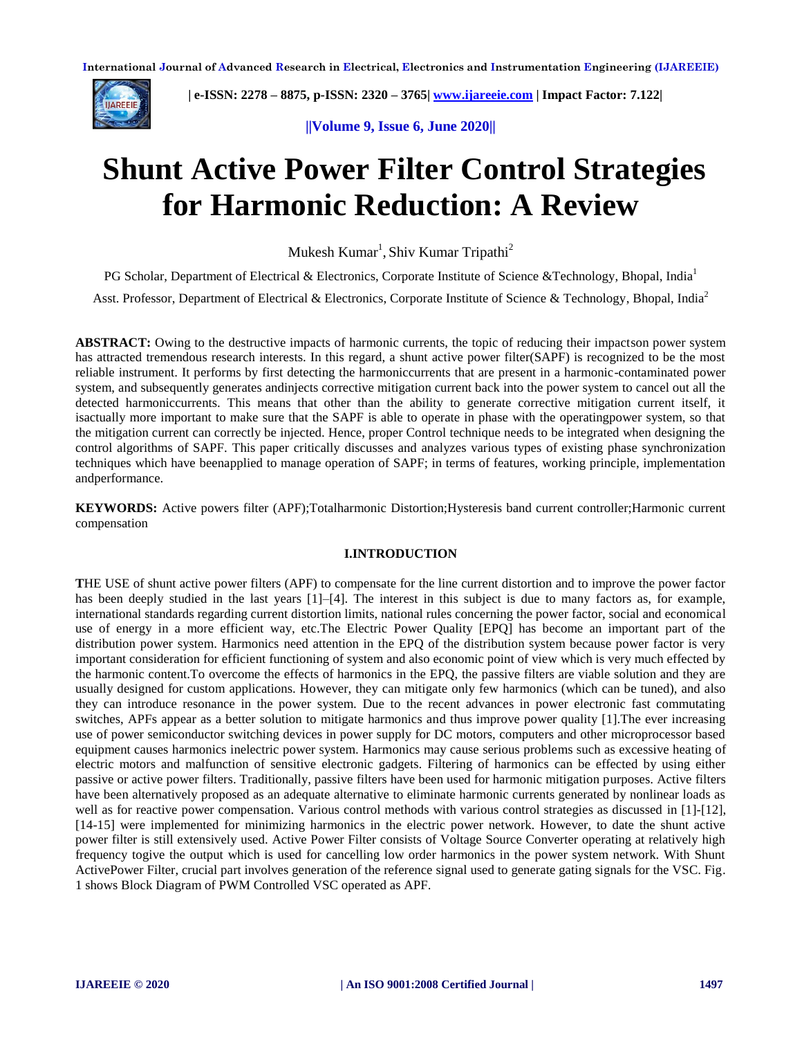# Shunt Active Power Filter Control Strategies for Harmonic Reduction: A Review

Mukesh Kumar[1], Shiv Kumar Tripathi[2]

PG Scholar, Department of Electrical & Electronics, Corporate Institute of Science &Technology, Bhopal, India[1]

Asst. Professor, Department of Electrical & Electronics, Corporate Institute of Science & Technology, Bhopal, India[2]

**ABSTRACT:** Owing to the destructive impacts of harmonic currents, the topic of reducing their impactson power system has attracted tremendous research interests. In this regard, a shunt active power filter(SAPF) is recognized to be the most reliable instrument. It performs by first detecting the harmoniccurrents that are present in a harmonic-contaminated power system, and subsequently generates andinjects corrective mitigation current back into the power system to cancel out all the detected harmoniccurrents. This means that other than the ability to generate corrective mitigation current itself, it isactually more important to make sure that the SAPF is able to operate in phase with the operatingpower system, so that the mitigation current can correctly be injected. Hence, proper Control technique needs to be integrated when designing the control algorithms of SAPF. This paper critically discusses and analyzes various types of existing phase synchronization techniques which have beenapplied to manage operation of SAPF; in terms of features, working principle, implementation andperformance.

**KEYWORDS:** Active powers filter (APF);Totalharmonic Distortion;Hysteresis band current controller;Harmonic current compensation

## I.INTRODUCTION

**T**HE USE of shunt active power filters (APF) to compensate for the line current distortion and to improve the power factor has been deeply studied in the last years [1]–[4]. The interest in this subject is due to many factors as, for example, international standards regarding current distortion limits, national rules concerning the power factor, social and economical use of energy in a more efficient way, etc.The Electric Power Quality [EPQ] has become an important part of the distribution power system. Harmonics need attention in the EPQ of the distribution system because power factor is very important consideration for efficient functioning of system and also economic point of view which is very much effected by the harmonic content.To overcome the effects of harmonics in the EPQ, the passive filters are viable solution and they are usually designed for custom applications. However, they can mitigate only few harmonics (which can be tuned), and also they can introduce resonance in the power system. Due to the recent advances in power electronic fast commutating switches, APFs appear as a better solution to mitigate harmonics and thus improve power quality [1].The ever increasing use of power semiconductor switching devices in power supply for DC motors, computers and other microprocessor based equipment causes harmonics inelectric power system. Harmonics may cause serious problems such as excessive heating of electric motors and malfunction of sensitive electronic gadgets. Filtering of harmonics can be effected by using either passive or active power filters. Traditionally, passive filters have been used for harmonic mitigation purposes. Active filters have been alternatively proposed as an adequate alternative to eliminate harmonic currents generated by nonlinear loads as well as for reactive power compensation. Various control methods with various control strategies as discussed in [1]-[12], [14-15] were implemented for minimizing harmonics in the electric power network. However, to date the shunt active power filter is still extensively used. Active Power Filter consists of Voltage Source Converter operating at relatively high frequency togive the output which is used for cancelling low order harmonics in the power system network. With Shunt ActivePower Filter, crucial part involves generation of the reference signal used to generate gating signals for the VSC. Fig. 1 shows Block Diagram of PWM Controlled VSC operated as APF.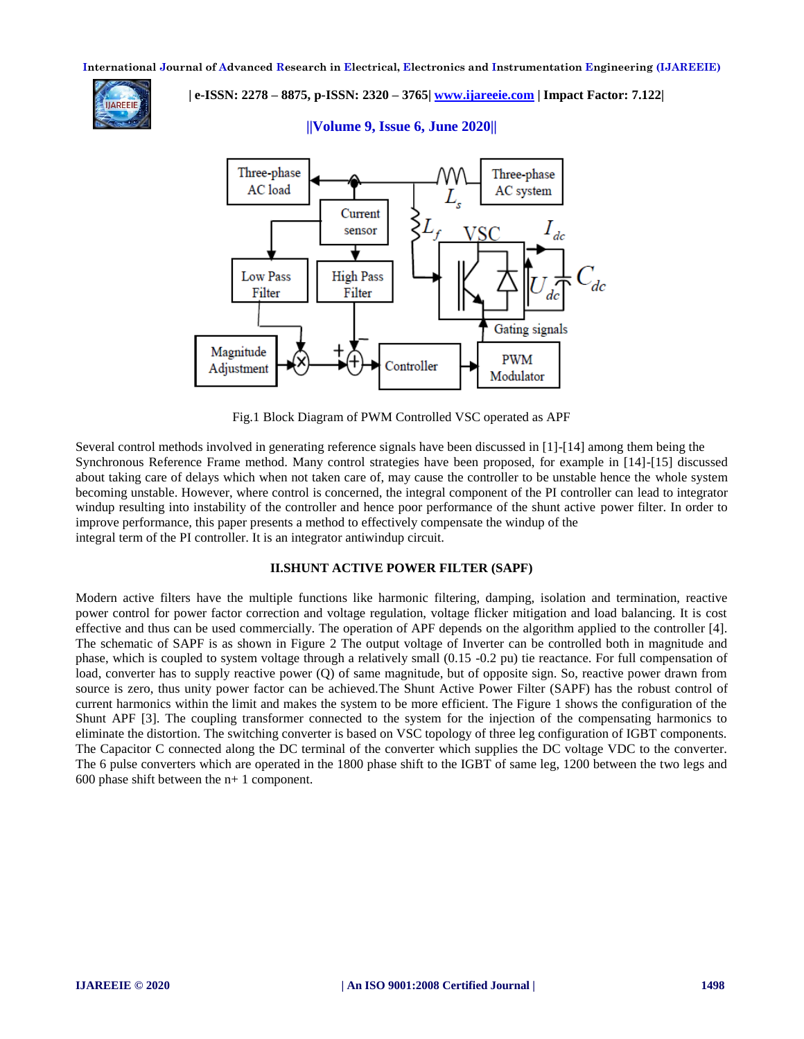Fig.1 Block Diagram of PWM Controlled VSC operated as APF

Several control methods involved in generating reference signals have been discussed in [1]-[14] among them being the Synchronous Reference Frame method. Many control strategies have been proposed, for example in [14]-[15] discussed about taking care of delays which when not taken care of, may cause the controller to be unstable hence the whole system becoming unstable. However, where control is concerned, the integral component of the PI controller can lead to integrator windup resulting into instability of the controller and hence poor performance of the shunt active power filter. In order to improve performance, this paper presents a method to effectively compensate the windup of the integral term of the PI controller. It is an integrator antiwindup circuit.

## II.SHUNT ACTIVE POWER FILTER (SAPF)

Modern active filters have the multiple functions like harmonic filtering, damping, isolation and termination, reactive power control for power factor correction and voltage regulation, voltage flicker mitigation and load balancing. It is cost effective and thus can be used commercially. The operation of APF depends on the algorithm applied to the controller [4]. The schematic of SAPF is as shown in Figure 2 The output voltage of Inverter can be controlled both in magnitude and phase, which is coupled to system voltage through a relatively small (0.15 -0.2 pu) tie reactance. For full compensation of load, converter has to supply reactive power (Q) of same magnitude, but of opposite sign. So, reactive power drawn from source is zero, thus unity power factor can be achieved.The Shunt Active Power Filter (SAPF) has the robust control of current harmonics within the limit and makes the system to be more efficient. The Figure 1 shows the configuration of the Shunt APF [3]. The coupling transformer connected to the system for the injection of the compensating harmonics to eliminate the distortion. The switching converter is based on VSC topology of three leg configuration of IGBT components. The Capacitor C connected along the DC terminal of the converter which supplies the DC voltage VDC to the converter. The 6 pulse converters which are operated in the 1800 phase shift to the IGBT of same leg, 1200 between the two legs and 600 phase shift between the n+ 1 component.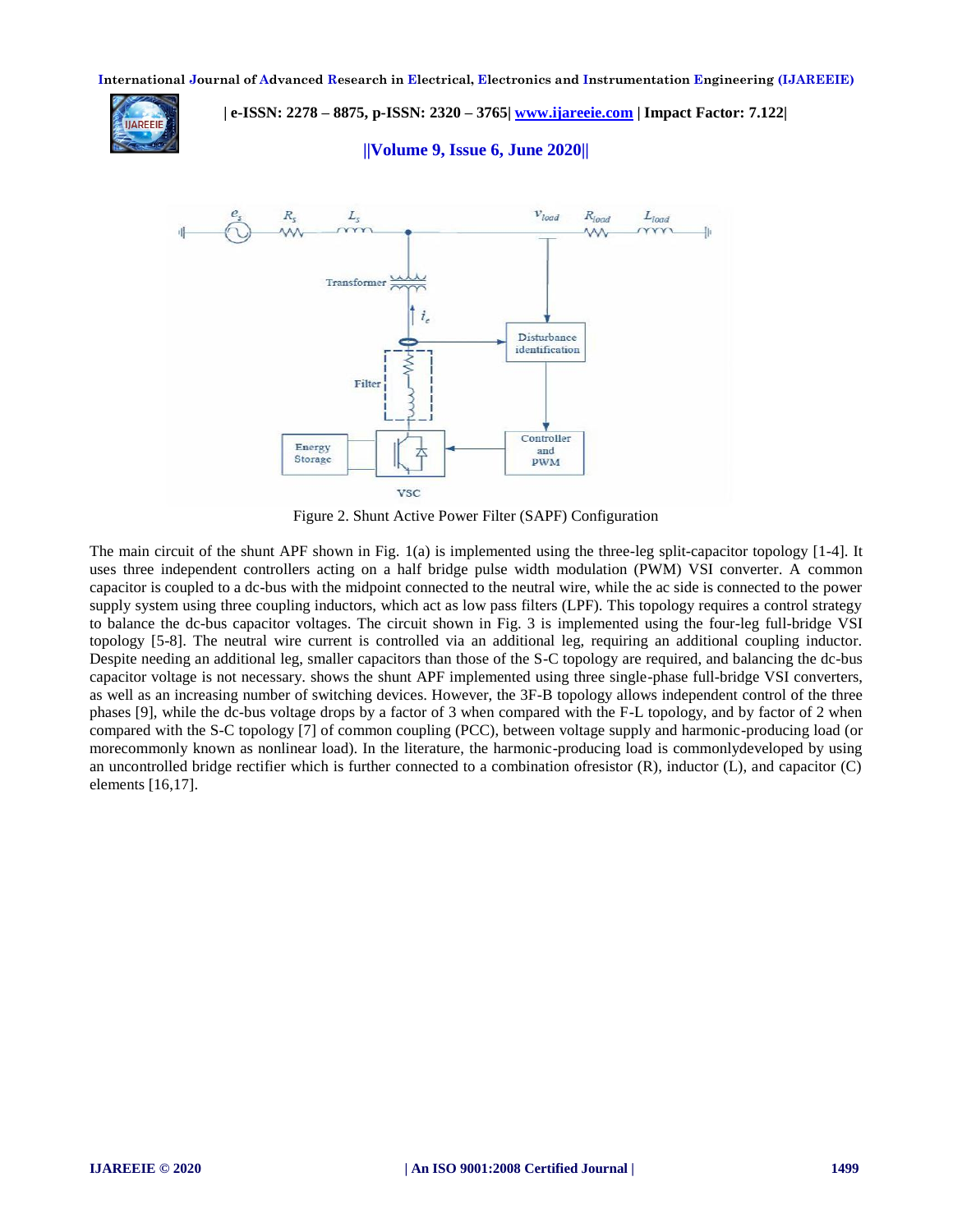Figure 2. Shunt Active Power Filter (SAPF) Configuration

The main circuit of the shunt APF shown in Fig. 1(a) is implemented using the three-leg split-capacitor topology [1-4]. It uses three independent controllers acting on a half bridge pulse width modulation (PWM) VSI converter. A common capacitor is coupled to a dc-bus with the midpoint connected to the neutral wire, while the ac side is connected to the power supply system using three coupling inductors, which act as low pass filters (LPF). This topology requires a control strategy to balance the dc-bus capacitor voltages. The circuit shown in Fig. 3 is implemented using the four-leg full-bridge VSI topology [5-8]. The neutral wire current is controlled via an additional leg, requiring an additional coupling inductor. Despite needing an additional leg, smaller capacitors than those of the S-C topology are required, and balancing the dc-bus capacitor voltage is not necessary. shows the shunt APF implemented using three single-phase full-bridge VSI converters, as well as an increasing number of switching devices. However, the 3F-B topology allows independent control of the three phases [9], while the dc-bus voltage drops by a factor of 3 when compared with the F-L topology, and by factor of 2 when compared with the S-C topology [7] of common coupling (PCC), between voltage supply and harmonic-producing load (or morecommonly known as nonlinear load). In the literature, the harmonic-producing load is commonlydeveloped by using an uncontrolled bridge rectifier which is further connected to a combination ofresistor (R), inductor (L), and capacitor (C) elements [16,17].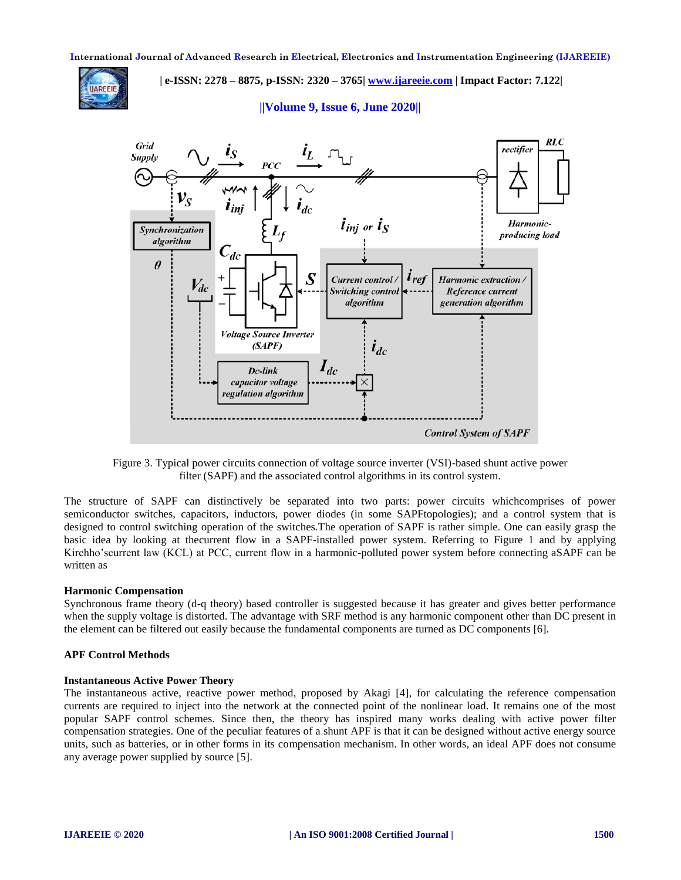Figure 3. Typical power circuits connection of voltage source inverter (VSI)-based shunt active power filter (SAPF) and the associated control algorithms in its control system.

The structure of SAPF can distinctively be separated into two parts: power circuits whichcomprises of power semiconductor switches, capacitors, inductors, power diodes (in some SAPFtopologies); and a control system that is designed to control switching operation of the switches.The operation of SAPF is rather simple. One can easily grasp the basic idea by looking at thecurrent flow in a SAPF-installed power system. Referring to Figure 1 and by applying Kirchho'scurrent law (KCL) at PCC, current flow in a harmonic-polluted power system before connecting aSAPF can be written as

**Harmonic Compensation**

Synchronous frame theory (d-q theory) based controller is suggested because it has greater and gives better performance when the supply voltage is distorted. The advantage with SRF method is any harmonic component other than DC present in the element can be filtered out easily because the fundamental components are turned as DC components [6].

**APF Control Methods**

**Instantaneous Active Power Theory**

The instantaneous active, reactive power method, proposed by Akagi [4], for calculating the reference compensation currents are required to inject into the network at the connected point of the nonlinear load. It remains one of the most popular SAPF control schemes. Since then, the theory has inspired many works dealing with active power filter compensation strategies. One of the peculiar features of a shunt APF is that it can be designed without active energy source units, such as batteries, or in other forms in its compensation mechanism. In other words, an ideal APF does not consume any average power supplied by source [5].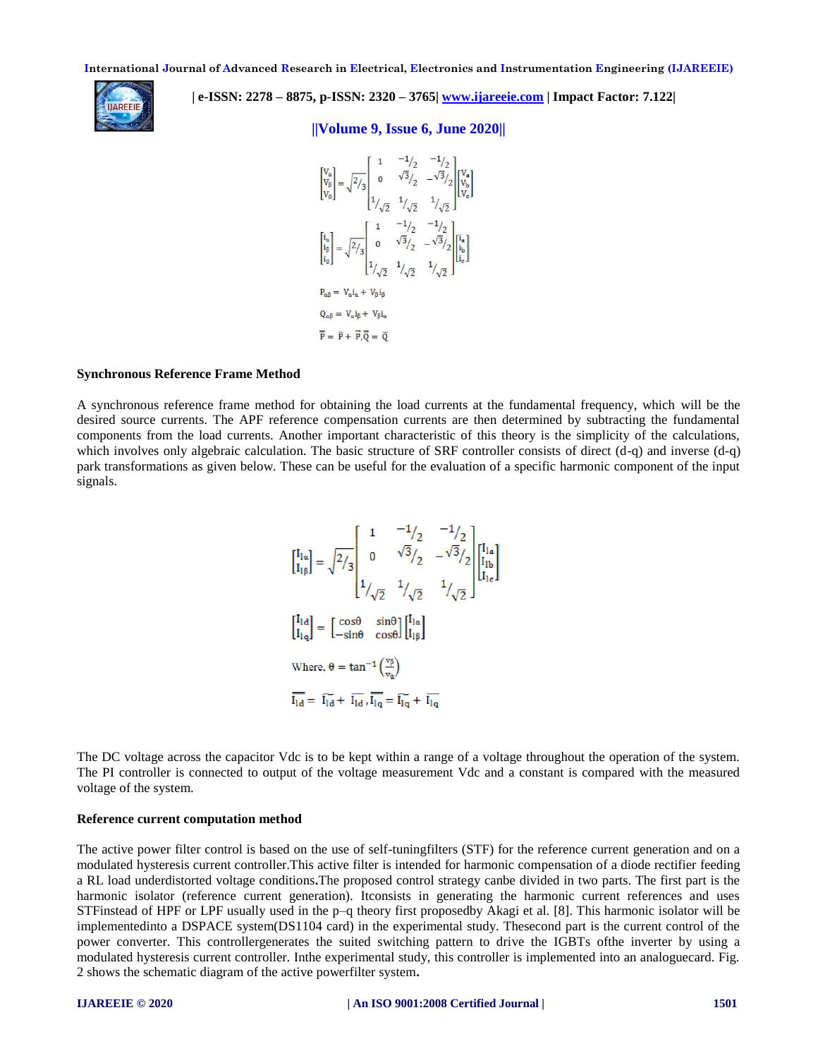$$\begin{bmatrix} V_\alpha \\ V_\beta \\ V_0 \end{bmatrix} = \sqrt{2/3} \begin{bmatrix} 1 & -1/2 & -1/2 \\ 0 & \sqrt{3}/2 & -\sqrt{3}/2 \\ 1/\sqrt{2} & 1/\sqrt{2} & 1/\sqrt{2} \end{bmatrix} \begin{bmatrix} V_a \\ V_b \\ V_c \end{bmatrix}$$

$$\begin{bmatrix} i_\alpha \\ i_\beta \\ i_0 \end{bmatrix} = \sqrt{2/3} \begin{bmatrix} 1 & -1/2 & -1/2 \\ 0 & \sqrt{3}/2 & -\sqrt{3}/2 \\ 1/\sqrt{2} & 1/\sqrt{2} & 1/\sqrt{2} \end{bmatrix} \begin{bmatrix} i_a \\ i_b \\ i_c \end{bmatrix}$$

$$P_{\alpha\beta} = V_\alpha i_\alpha + V_\beta i_\beta$$

$$Q_{\alpha\beta} = V_\alpha i_\beta + V_\beta i_\alpha$$

$$\overline{P} = \tilde{P} + \overline{P}, \overline{Q} = \tilde{Q}$$

**Synchronous Reference Frame Method**

A synchronous reference frame method for obtaining the load currents at the fundamental frequency, which will be the desired source currents. The APF reference compensation currents are then determined by subtracting the fundamental components from the load currents. Another important characteristic of this theory is the simplicity of the calculations, which involves only algebraic calculation. The basic structure of SRF controller consists of direct (d-q) and inverse (d-q) park transformations as given below. These can be useful for the evaluation of a specific harmonic component of the input signals.

$$\begin{bmatrix} I_{l\alpha} \\ I_{l\beta} \end{bmatrix} = \sqrt{2/3} \begin{bmatrix} 1 & -1/2 & -1/2 \\ 0 & \sqrt{3}/2 & -\sqrt{3}/2 \\ 1/\sqrt{2} & 1/\sqrt{2} & 1/\sqrt{2} \end{bmatrix} \begin{bmatrix} I_{la} \\ I_{lb} \\ I_{lc} \end{bmatrix}$$

$$\begin{bmatrix} I_{ld} \\ I_{lq} \end{bmatrix} = \begin{bmatrix} \cos\theta & \sin\theta \\ -\sin\theta & \cos\theta \end{bmatrix} \begin{bmatrix} I_{l\alpha} \\ I_{l\beta} \end{bmatrix}$$

$$\text{Where, } \theta = \tan^{-1}\left(\frac{v_\beta}{v_\alpha}\right)$$

$$\overline{\overline{I_{ld}}} = \widetilde{I_{ld}} + \overline{I_{ld}}, \overline{\overline{I_{lq}}} = \widetilde{I_{lq}} + \overline{I_{lq}}$$

The DC voltage across the capacitor Vdc is to be kept within a range of a voltage throughout the operation of the system. The PI controller is connected to output of the voltage measurement Vdc and a constant is compared with the measured voltage of the system.

**Reference current computation method**

The active power filter control is based on the use of self-tuningfilters (STF) for the reference current generation and on a modulated hysteresis current controller.This active filter is intended for harmonic compensation of a diode rectifier feeding a RL load underdistorted voltage conditions**.**The proposed control strategy canbe divided in two parts. The first part is the harmonic isolator (reference current generation). Itconsists in generating the harmonic current references and uses STFinstead of HPF or LPF usually used in the p–q theory first proposedby Akagi et al. [8]. This harmonic isolator will be implementedinto a DSPACE system(DS1104 card) in the experimental study. Thesecond part is the current control of the power converter. This controllergenerates the suited switching pattern to drive the IGBTs ofthe inverter by using a modulated hysteresis current controller. Inthe experimental study, this controller is implemented into an analoguecard. Fig. 2 shows the schematic diagram of the active powerfilter system**.**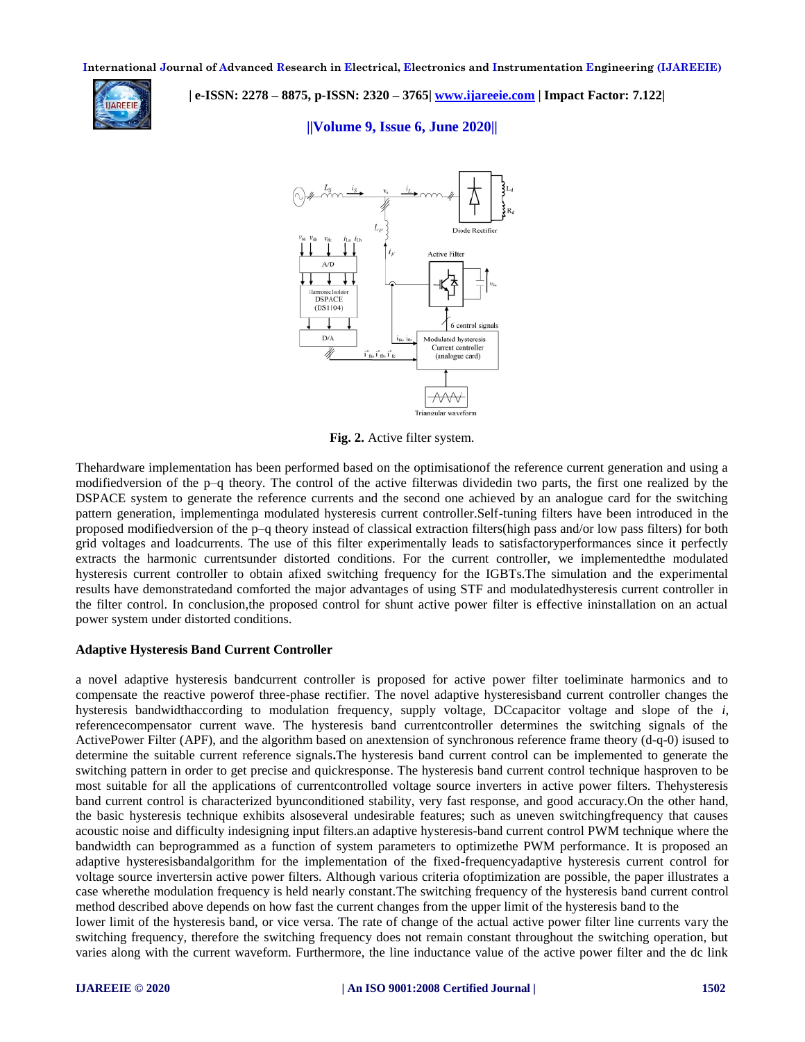**Fig. 2.** Active filter system.

Thehardware implementation has been performed based on the optimisationof the reference current generation and using a modifiedversion of the p–q theory. The control of the active filterwas dividedin two parts, the first one realized by the DSPACE system to generate the reference currents and the second one achieved by an analogue card for the switching pattern generation, implementinga modulated hysteresis current controller.Self-tuning filters have been introduced in the proposed modifiedversion of the p–q theory instead of classical extraction filters(high pass and/or low pass filters) for both grid voltages and loadcurrents. The use of this filter experimentally leads to satisfactoryperformances since it perfectly extracts the harmonic currentsunder distorted conditions. For the current controller, we implementedthe modulated hysteresis current controller to obtain afixed switching frequency for the IGBTs.The simulation and the experimental results have demonstratedand comforted the major advantages of using STF and modulatedhysteresis current controller in the filter control. In conclusion,the proposed control for shunt active power filter is effective ininstallation on an actual power system under distorted conditions.

**Adaptive Hysteresis Band Current Controller**

a novel adaptive hysteresis bandcurrent controller is proposed for active power filter toeliminate harmonics and to compensate the reactive powerof three-phase rectifier. The novel adaptive hysteresisband current controller changes the hysteresis bandwidthaccording to modulation frequency, supply voltage, DCcapacitor voltage and slope of the *i*, referencecompensator current wave. The hysteresis band currentcontroller determines the switching signals of the ActivePower Filter (APF), and the algorithm based on anextension of synchronous reference frame theory (d-q-0) isused to determine the suitable current reference signals**.**The hysteresis band current control can be implemented to generate the switching pattern in order to get precise and quickresponse. The hysteresis band current control technique hasproven to be most suitable for all the applications of currentcontrolled voltage source inverters in active power filters. Thehysteresis band current control is characterized byunconditioned stability, very fast response, and good accuracy.On the other hand, the basic hysteresis technique exhibits alsoseveral undesirable features; such as uneven switchingfrequency that causes acoustic noise and difficulty indesigning input filters.an adaptive hysteresis-band current control PWM technique where the bandwidth can beprogrammed as a function of system parameters to optimizethe PWM performance. It is proposed an adaptive hysteresisbandalgorithm for the implementation of the fixed-frequencyadaptive hysteresis current control for voltage source invertersin active power filters. Although various criteria ofoptimization are possible, the paper illustrates a case wherethe modulation frequency is held nearly constant.The switching frequency of the hysteresis band current control method described above depends on how fast the current changes from the upper limit of the hysteresis band to the lower limit of the hysteresis band, or vice versa. The rate of change of the actual active power filter line currents vary the switching frequency, therefore the switching frequency does not remain constant throughout the switching operation, but varies along with the current waveform. Furthermore, the line inductance value of the active power filter and the dc link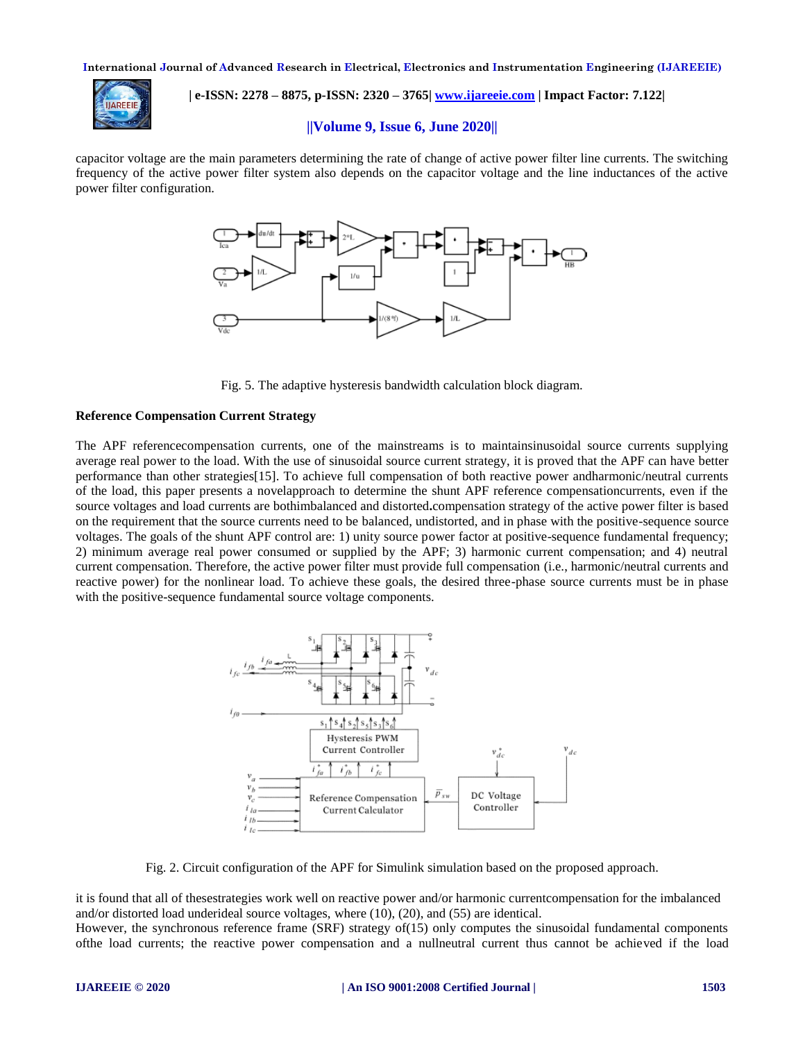capacitor voltage are the main parameters determining the rate of change of active power filter line currents. The switching frequency of the active power filter system also depends on the capacitor voltage and the line inductances of the active power filter configuration.

Fig. 5. The adaptive hysteresis bandwidth calculation block diagram.

**Reference Compensation Current Strategy**

The APF referencecompensation currents, one of the mainstreams is to maintainsinusoidal source currents supplying average real power to the load. With the use of sinusoidal source current strategy, it is proved that the APF can have better performance than other strategies[15]. To achieve full compensation of both reactive power andharmonic/neutral currents of the load, this paper presents a novelapproach to determine the shunt APF reference compensationcurrents, even if the source voltages and load currents are bothimbalanced and distorted**.**compensation strategy of the active power filter is based on the requirement that the source currents need to be balanced, undistorted, and in phase with the positive-sequence source voltages. The goals of the shunt APF control are: 1) unity source power factor at positive-sequence fundamental frequency; 2) minimum average real power consumed or supplied by the APF; 3) harmonic current compensation; and 4) neutral current compensation. Therefore, the active power filter must provide full compensation (i.e., harmonic/neutral currents and reactive power) for the nonlinear load. To achieve these goals, the desired three-phase source currents must be in phase with the positive-sequence fundamental source voltage components.

Fig. 2. Circuit configuration of the APF for Simulink simulation based on the proposed approach.

it is found that all of thesestrategies work well on reactive power and/or harmonic currentcompensation for the imbalanced and/or distorted load underideal source voltages, where (10), (20), and (55) are identical.
However, the synchronous reference frame (SRF) strategy of(15) only computes the sinusoidal fundamental components ofthe load currents; the reactive power compensation and a nullneutral current thus cannot be achieved if the load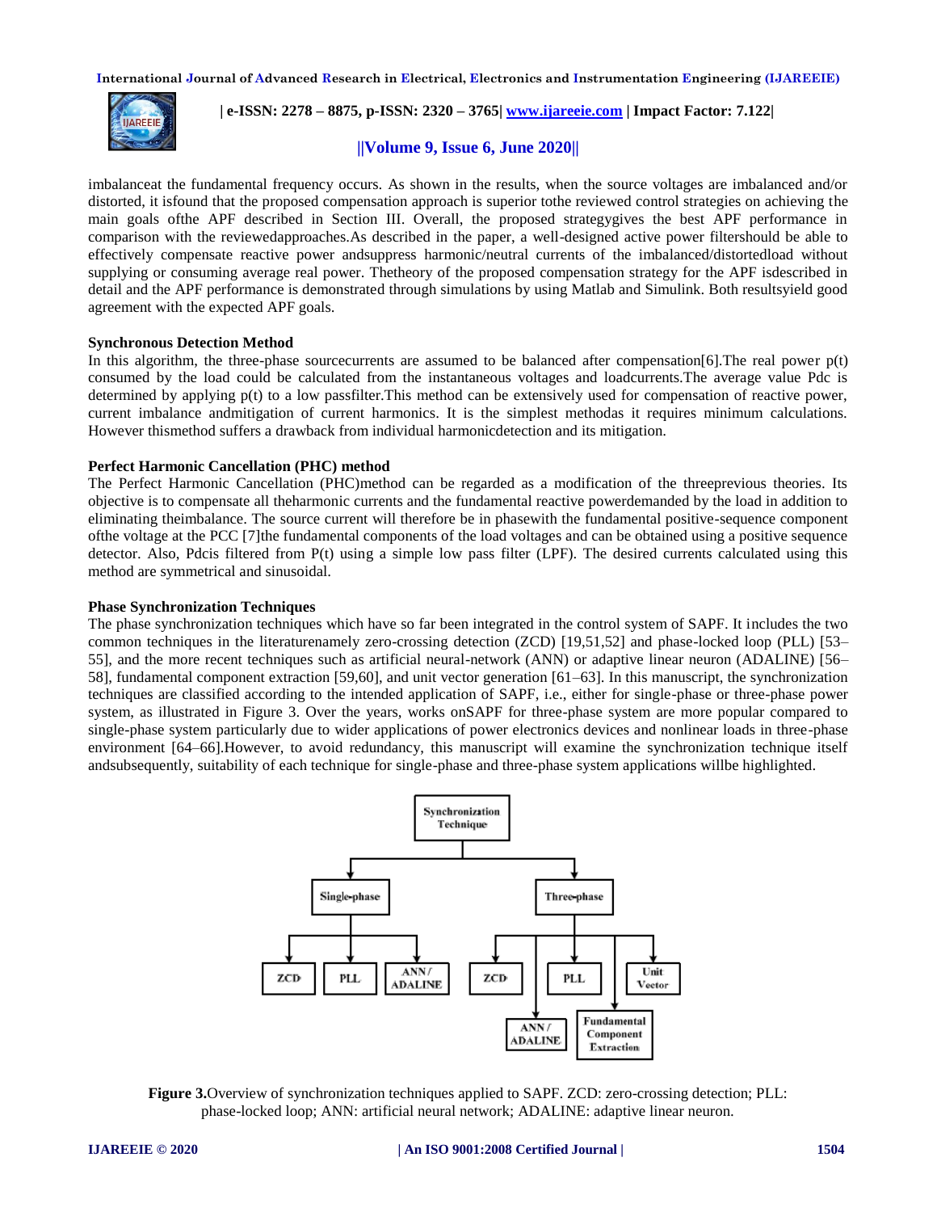imbalanceat the fundamental frequency occurs. As shown in the results, when the source voltages are imbalanced and/or distorted, it isfound that the proposed compensation approach is superior tothe reviewed control strategies on achieving the main goals ofthe APF described in Section III. Overall, the proposed strategygives the best APF performance in comparison with the reviewedapproaches.As described in the paper, a well-designed active power filtershould be able to effectively compensate reactive power andsuppress harmonic/neutral currents of the imbalanced/distortedload without supplying or consuming average real power. Thetheory of the proposed compensation strategy for the APF isdescribed in detail and the APF performance is demonstrated through simulations by using Matlab and Simulink. Both resultsyield good agreement with the expected APF goals.

**Synchronous Detection Method**

In this algorithm, the three-phase sourcecurrents are assumed to be balanced after compensation[6].The real power p(t) consumed by the load could be calculated from the instantaneous voltages and loadcurrents.The average value Pdc is determined by applying p(t) to a low passfilter.This method can be extensively used for compensation of reactive power, current imbalance andmitigation of current harmonics. It is the simplest methodas it requires minimum calculations. However thismethod suffers a drawback from individual harmonicdetection and its mitigation.

**Perfect Harmonic Cancellation (PHC) method**

The Perfect Harmonic Cancellation (PHC)method can be regarded as a modification of the threeprevious theories. Its objective is to compensate all theharmonic currents and the fundamental reactive powerdemanded by the load in addition to eliminating theimbalance. The source current will therefore be in phasewith the fundamental positive-sequence component ofthe voltage at the PCC [7]the fundamental components of the load voltages and can be obtained using a positive sequence detector. Also, Pdcis filtered from P(t) using a simple low pass filter (LPF). The desired currents calculated using this method are symmetrical and sinusoidal.

**Phase Synchronization Techniques**

The phase synchronization techniques which have so far been integrated in the control system of SAPF. It includes the two common techniques in the literaturenamely zero-crossing detection (ZCD) [19,51,52] and phase-locked loop (PLL) [53–55], and the more recent techniques such as artificial neural-network (ANN) or adaptive linear neuron (ADALINE) [56–58], fundamental component extraction [59,60], and unit vector generation [61–63]. In this manuscript, the synchronization techniques are classified according to the intended application of SAPF, i.e., either for single-phase or three-phase power system, as illustrated in Figure 3. Over the years, works onSAPF for three-phase system are more popular compared to single-phase system particularly due to wider applications of power electronics devices and nonlinear loads in three-phase environment [64–66].However, to avoid redundancy, this manuscript will examine the synchronization technique itself andsubsequently, suitability of each technique for single-phase and three-phase system applications willbe highlighted.

**Figure 3.**Overview of synchronization techniques applied to SAPF. ZCD: zero-crossing detection; PLL: phase-locked loop; ANN: artificial neural network; ADALINE: adaptive linear neuron.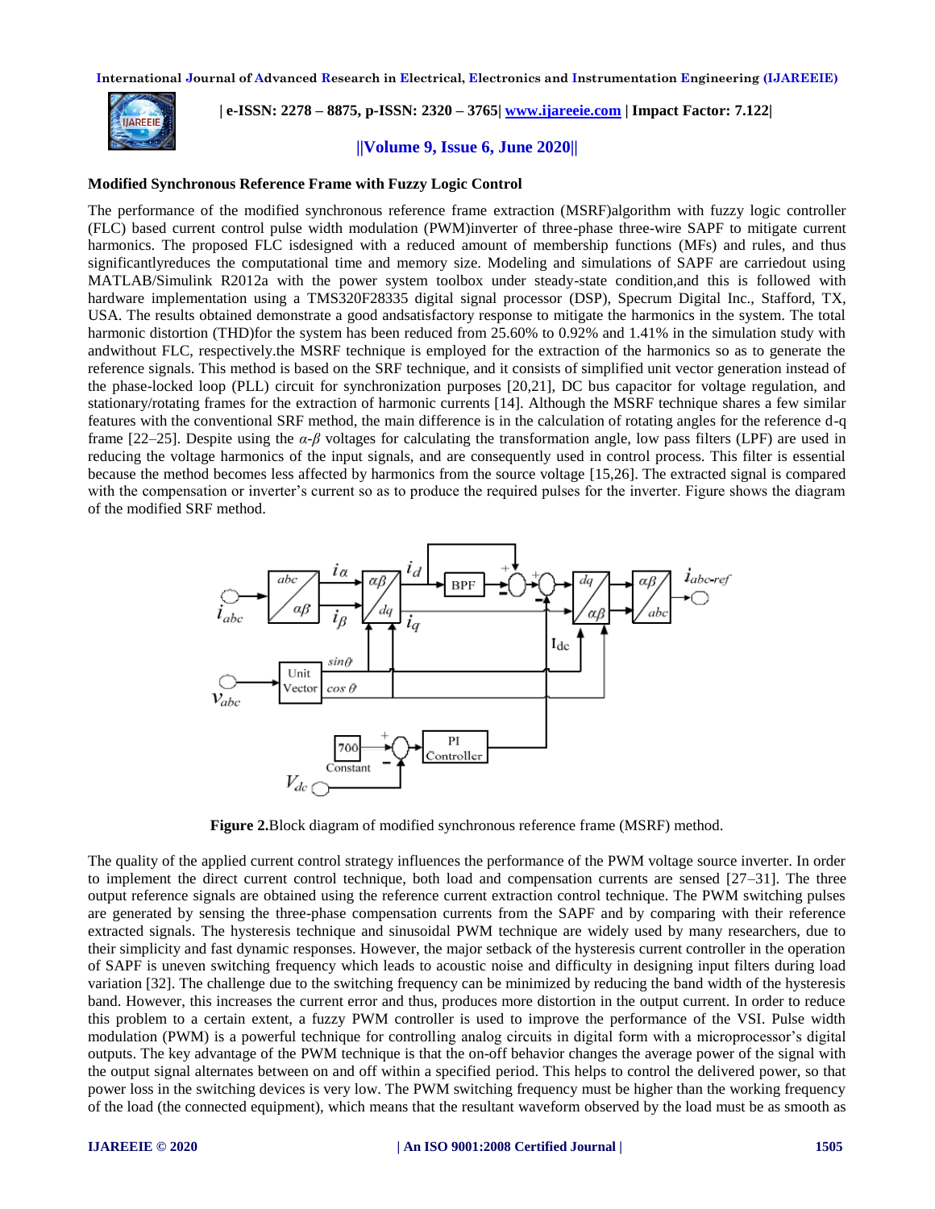**Modified Synchronous Reference Frame with Fuzzy Logic Control**

The performance of the modified synchronous reference frame extraction (MSRF)algorithm with fuzzy logic controller (FLC) based current control pulse width modulation (PWM)inverter of three-phase three-wire SAPF to mitigate current harmonics. The proposed FLC isdesigned with a reduced amount of membership functions (MFs) and rules, and thus significantlyreduces the computational time and memory size. Modeling and simulations of SAPF are carriedout using MATLAB/Simulink R2012a with the power system toolbox under steady-state condition,and this is followed with hardware implementation using a TMS320F28335 digital signal processor (DSP), Specrum Digital Inc., Stafford, TX, USA. The results obtained demonstrate a good andsatisfactory response to mitigate the harmonics in the system. The total harmonic distortion (THD)for the system has been reduced from 25.60% to 0.92% and 1.41% in the simulation study with andwithout FLC, respectively.the MSRF technique is employed for the extraction of the harmonics so as to generate the reference signals. This method is based on the SRF technique, and it consists of simplified unit vector generation instead of the phase-locked loop (PLL) circuit for synchronization purposes [20,21], DC bus capacitor for voltage regulation, and stationary/rotating frames for the extraction of harmonic currents [14]. Although the MSRF technique shares a few similar features with the conventional SRF method, the main difference is in the calculation of rotating angles for the reference d-q frame [22–25]. Despite using the $\alpha$-$\beta$ voltages for calculating the transformation angle, low pass filters (LPF) are used in reducing the voltage harmonics of the input signals, and are consequently used in control process. This filter is essential because the method becomes less affected by harmonics from the source voltage [15,26]. The extracted signal is compared with the compensation or inverter's current so as to produce the required pulses for the inverter. Figure shows the diagram of the modified SRF method.

**Figure 2.**Block diagram of modified synchronous reference frame (MSRF) method.

The quality of the applied current control strategy influences the performance of the PWM voltage source inverter. In order to implement the direct current control technique, both load and compensation currents are sensed [27–31]. The three output reference signals are obtained using the reference current extraction control technique. The PWM switching pulses are generated by sensing the three-phase compensation currents from the SAPF and by comparing with their reference extracted signals. The hysteresis technique and sinusoidal PWM technique are widely used by many researchers, due to their simplicity and fast dynamic responses. However, the major setback of the hysteresis current controller in the operation of SAPF is uneven switching frequency which leads to acoustic noise and difficulty in designing input filters during load variation [32]. The challenge due to the switching frequency can be minimized by reducing the band width of the hysteresis band. However, this increases the current error and thus, produces more distortion in the output current. In order to reduce this problem to a certain extent, a fuzzy PWM controller is used to improve the performance of the VSI. Pulse width modulation (PWM) is a powerful technique for controlling analog circuits in digital form with a microprocessor's digital outputs. The key advantage of the PWM technique is that the on-off behavior changes the average power of the signal with the output signal alternates between on and off within a specified period. This helps to control the delivered power, so that power loss in the switching devices is very low. The PWM switching frequency must be higher than the working frequency of the load (the connected equipment), which means that the resultant waveform observed by the load must be as smooth as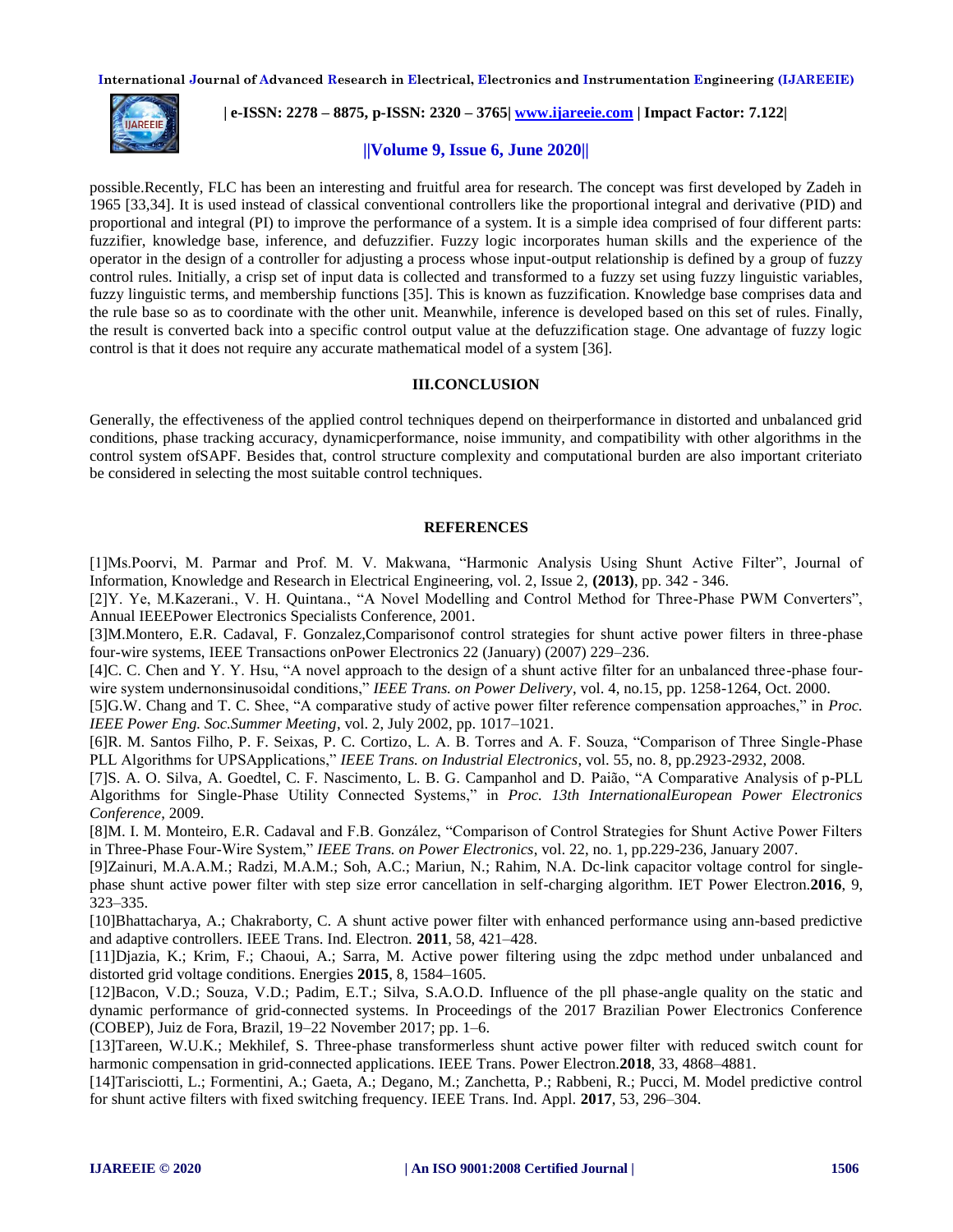possible.Recently, FLC has been an interesting and fruitful area for research. The concept was first developed by Zadeh in 1965 [33,34]. It is used instead of classical conventional controllers like the proportional integral and derivative (PID) and proportional and integral (PI) to improve the performance of a system. It is a simple idea comprised of four different parts: fuzzifier, knowledge base, inference, and defuzzifier. Fuzzy logic incorporates human skills and the experience of the operator in the design of a controller for adjusting a process whose input-output relationship is defined by a group of fuzzy control rules. Initially, a crisp set of input data is collected and transformed to a fuzzy set using fuzzy linguistic variables, fuzzy linguistic terms, and membership functions [35]. This is known as fuzzification. Knowledge base comprises data and the rule base so as to coordinate with the other unit. Meanwhile, inference is developed based on this set of rules. Finally, the result is converted back into a specific control output value at the defuzzification stage. One advantage of fuzzy logic control is that it does not require any accurate mathematical model of a system [36].

## III.CONCLUSION

Generally, the effectiveness of the applied control techniques depend on theirperformance in distorted and unbalanced grid conditions, phase tracking accuracy, dynamicperformance, noise immunity, and compatibility with other algorithms in the control system ofSAPF. Besides that, control structure complexity and computational burden are also important criteriato be considered in selecting the most suitable control techniques.

## REFERENCES

[1]Ms.Poorvi, M. Parmar and Prof. M. V. Makwana, "Harmonic Analysis Using Shunt Active Filter", Journal of Information, Knowledge and Research in Electrical Engineering, vol. 2, Issue 2, **(2013)**, pp. 342 - 346.

[2]Y. Ye, M.Kazerani., V. H. Quintana., "A Novel Modelling and Control Method for Three-Phase PWM Converters", Annual IEEEPower Electronics Specialists Conference, 2001.

[3]M.Montero, E.R. Cadaval, F. Gonzalez,Comparisonof control strategies for shunt active power filters in three-phase four-wire systems, IEEE Transactions onPower Electronics 22 (January) (2007) 229–236.

[4]C. C. Chen and Y. Y. Hsu, "A novel approach to the design of a shunt active filter for an unbalanced three-phase four-wire system undernonsinusoidal conditions," *IEEE Trans. on Power Delivery*, vol. 4, no.15, pp. 1258-1264, Oct. 2000.

[5]G.W. Chang and T. C. Shee, "A comparative study of active power filter reference compensation approaches," in *Proc. IEEE Power Eng. Soc.Summer Meeting*, vol. 2, July 2002, pp. 1017–1021.

[6]R. M. Santos Filho, P. F. Seixas, P. C. Cortizo, L. A. B. Torres and A. F. Souza, "Comparison of Three Single-Phase PLL Algorithms for UPSApplications," *IEEE Trans. on Industrial Electronics*, vol. 55, no. 8, pp.2923-2932, 2008.

[7]S. A. O. Silva, A. Goedtel, C. F. Nascimento, L. B. G. Campanhol and D. Paião, "A Comparative Analysis of p-PLL Algorithms for Single-Phase Utility Connected Systems," in *Proc. 13th InternationalEuropean Power Electronics Conference*, 2009.

[8]M. I. M. Monteiro, E.R. Cadaval and F.B. González, "Comparison of Control Strategies for Shunt Active Power Filters in Three-Phase Four-Wire System," *IEEE Trans. on Power Electronics*, vol. 22, no. 1, pp.229-236, January 2007.

[9]Zainuri, M.A.A.M.; Radzi, M.A.M.; Soh, A.C.; Mariun, N.; Rahim, N.A. Dc-link capacitor voltage control for single-phase shunt active power filter with step size error cancellation in self-charging algorithm. IET Power Electron.**2016**, 9, 323–335.

[10]Bhattacharya, A.; Chakraborty, C. A shunt active power filter with enhanced performance using ann-based predictive and adaptive controllers. IEEE Trans. Ind. Electron. **2011**, 58, 421–428.

[11]Djazia, K.; Krim, F.; Chaoui, A.; Sarra, M. Active power filtering using the zdpc method under unbalanced and distorted grid voltage conditions. Energies **2015**, 8, 1584–1605.

[12]Bacon, V.D.; Souza, V.D.; Padim, E.T.; Silva, S.A.O.D. Influence of the pll phase-angle quality on the static and dynamic performance of grid-connected systems. In Proceedings of the 2017 Brazilian Power Electronics Conference (COBEP), Juiz de Fora, Brazil, 19–22 November 2017; pp. 1–6.

[13]Tareen, W.U.K.; Mekhilef, S. Three-phase transformerless shunt active power filter with reduced switch count for harmonic compensation in grid-connected applications. IEEE Trans. Power Electron.**2018**, 33, 4868–4881.

[14]Tarisciotti, L.; Formentini, A.; Gaeta, A.; Degano, M.; Zanchetta, P.; Rabbeni, R.; Pucci, M. Model predictive control for shunt active filters with fixed switching frequency. IEEE Trans. Ind. Appl. **2017**, 53, 296–304.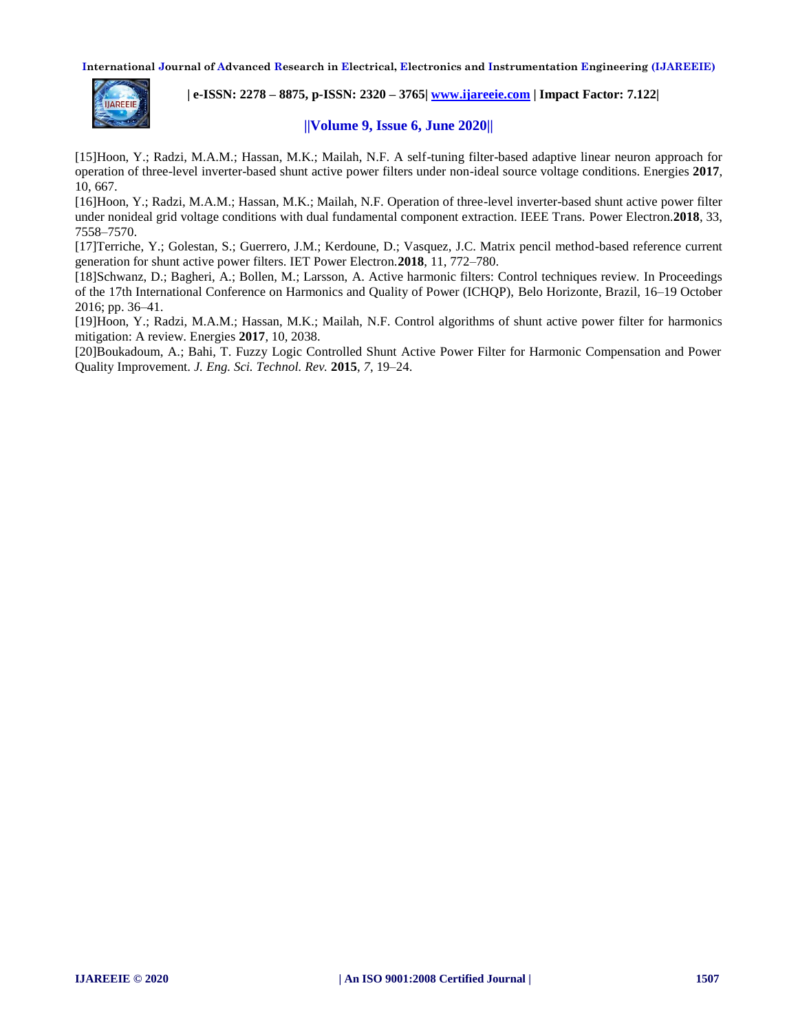[15]Hoon, Y.; Radzi, M.A.M.; Hassan, M.K.; Mailah, N.F. A self-tuning filter-based adaptive linear neuron approach for operation of three-level inverter-based shunt active power filters under non-ideal source voltage conditions. Energies **2017**, 10, 667.

[16]Hoon, Y.; Radzi, M.A.M.; Hassan, M.K.; Mailah, N.F. Operation of three-level inverter-based shunt active power filter under nonideal grid voltage conditions with dual fundamental component extraction. IEEE Trans. Power Electron.**2018**, 33, 7558–7570.

[17]Terriche, Y.; Golestan, S.; Guerrero, J.M.; Kerdoune, D.; Vasquez, J.C. Matrix pencil method-based reference current generation for shunt active power filters. IET Power Electron.**2018**, 11, 772–780.

[18]Schwanz, D.; Bagheri, A.; Bollen, M.; Larsson, A. Active harmonic filters: Control techniques review. In Proceedings of the 17th International Conference on Harmonics and Quality of Power (ICHQP), Belo Horizonte, Brazil, 16–19 October 2016; pp. 36–41.

[19]Hoon, Y.; Radzi, M.A.M.; Hassan, M.K.; Mailah, N.F. Control algorithms of shunt active power filter for harmonics mitigation: A review. Energies **2017**, 10, 2038.

[20]Boukadoum, A.; Bahi, T. Fuzzy Logic Controlled Shunt Active Power Filter for Harmonic Compensation and Power Quality Improvement. *J. Eng. Sci. Technol. Rev.* **2015**, *7*, 19–24.